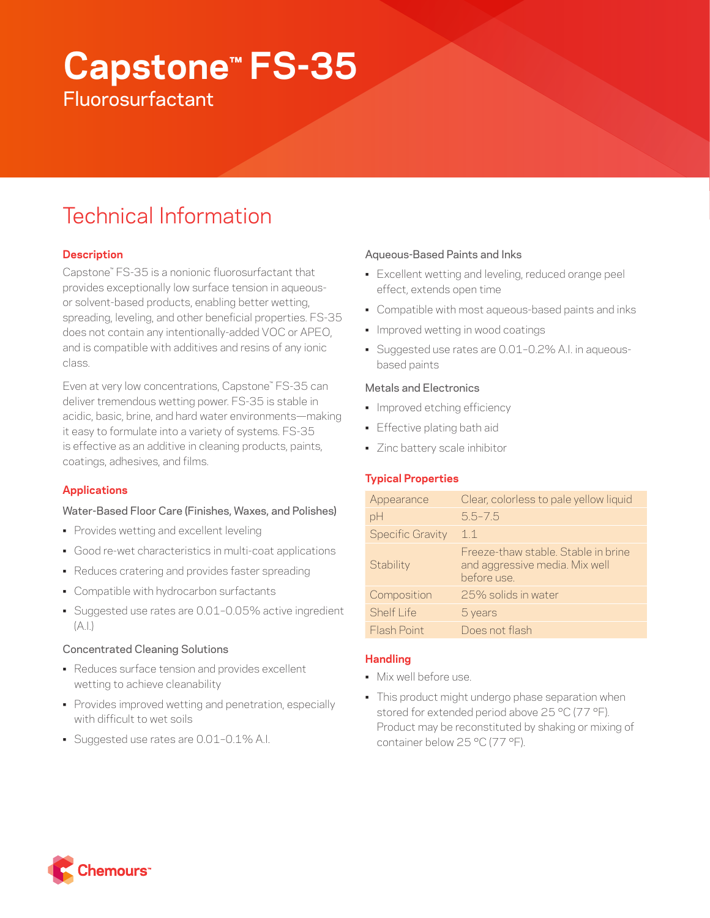# Capstone™ FS-35

Fluorosurfactant

## Technical Information

### Description

Capstone™ FS-35 is a nonionic fluorosurfactant that provides exceptionally low surface tension in aqueous- or solvent-based products, enabling better wetting, spreading, leveling, and other beneficial properties. FS-35 does not contain any intentionally-added VOC or APEO, and is compatible with additives and resins of any ionic class.

Even at very low concentrations, Capstone™ FS-35 can deliver tremendous wetting power. FS-35 is stable in acidic, basic, brine, and hard water environments—making it easy to formulate into a variety of systems. FS-35 is effective as an additive in cleaning products, paints, coatings, adhesives, and films.

### Applications

Water-Based Floor Care (Finishes, Waxes, and Polishes)

- Provides wetting and excellent leveling
- Good re-wet characteristics in multi-coat applications
- Reduces cratering and provides faster spreading
- Compatible with hydrocarbon surfactants
- Suggested use rates are 0.01–0.05% active ingredient (A.I.)

Concentrated Cleaning Solutions

- Reduces surface tension and provides excellent wetting to achieve cleanability
- Provides improved wetting and penetration, especially with difficult to wet soils
- Suggested use rates are 0.01–0.1% A.I.

Aqueous-Based Paints and Inks

- Excellent wetting and leveling, reduced orange peel effect, extends open time
- Compatible with most aqueous-based paints and inks
- Improved wetting in wood coatings
- Suggested use rates are 0.01–0.2% A.I. in aqueous-based paints

Metals and Electronics

- Improved etching efficiency
- Effective plating bath aid
- Zinc battery scale inhibitor

### Typical Properties

| Property | Value |
|---|---|
| Appearance | Clear, colorless to pale yellow liquid |
| pH | 5.5–7.5 |
| Specific Gravity | 1.1 |
| Stability | Freeze-thaw stable. Stable in brine and aggressive media. Mix well before use. |
| Composition | 25% solids in water |
| Shelf Life | 5 years |
| Flash Point | Does not flash |

### Handling

- Mix well before use.
- This product might undergo phase separation when stored for extended period above 25 °C (77 °F). Product may be reconstituted by shaking or mixing of container below 25 °C (77 °F).

Chemours™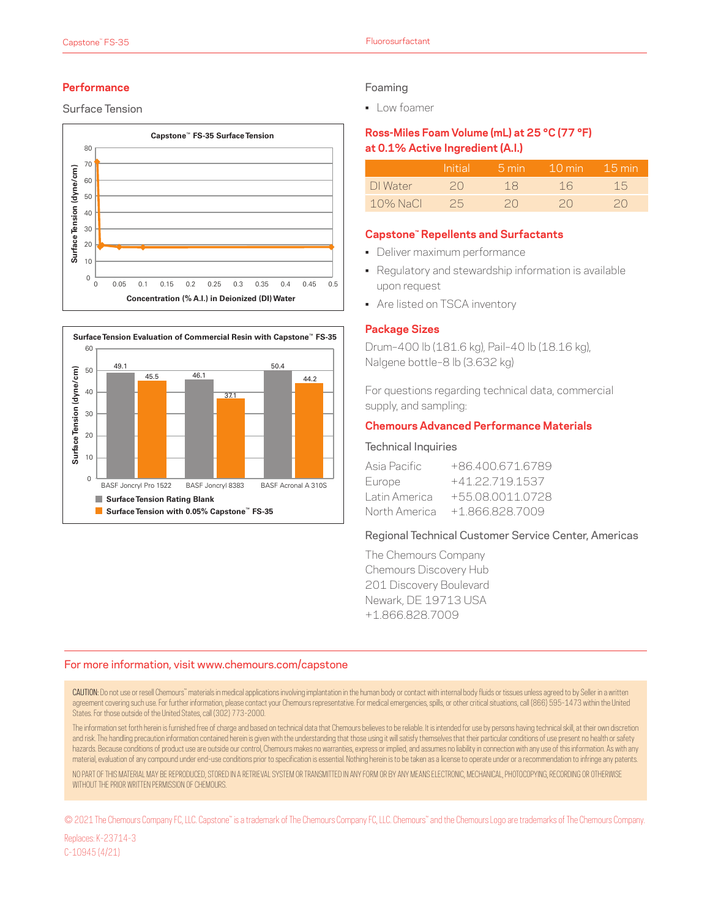## Performance

### Surface Tension

Capstone™ FS-35 Surface Tension

Surface Tension (dyne/cm)

80
70
60
50
40
30
20
10
0

0 0.05 0.1 0.15 0.2 0.25 0.3 0.35 0.4 0.45 0.5

Concentration (% A.I.) in Deionized (DI) Water

Surface Tension Evaluation of Commercial Resin with Capstone™ FS-35

Surface Tension (dyne/cm)

60
50
40
30
20
10
0

49.1 45.5 46.1 37.1 50.4 44.2

BASF Joncryl Pro 1522 BASF Joncryl 8383 BASF Acronal A 310S

Surface Tension Rating Blank

Surface Tension with 0.05% Capstone™ FS-35

### Foaming

- Low foamer

## Ross-Miles Foam Volume (mL) at 25 °C (77 °F) at 0.1% Active Ingredient (A.I.)

| | Initial | 5 min | 10 min | 15 min |
|---|---|---|---|---|
| DI Water | 20 | 18 | 16 | 15 |
| 10% NaCl | 25 | 20 | 20 | 20 |

## Capstone™ Repellents and Surfactants

- Deliver maximum performance
- Regulatory and stewardship information is available upon request
- Are listed on TSCA inventory

## Package Sizes

Drum–400 lb (181.6 kg), Pail–40 lb (18.16 kg), Nalgene bottle–8 lb (3.632 kg)

For questions regarding technical data, commercial supply, and sampling:

## Chemours Advanced Performance Materials

### Technical Inquiries

| | |
|---|---|
| Asia Pacific | +86.400.671.6789 |
| Europe | +41.22.719.1537 |
| Latin America | +55.08.0011.0728 |
| North America | +1.866.828.7009 |

### Regional Technical Customer Service Center, Americas

The Chemours Company
Chemours Discovery Hub
201 Discovery Boulevard
Newark, DE 19713 USA
+1.866.828.7009

For more information, visit www.chemours.com/capstone

CAUTION: Do not use or resell Chemours™ materials in medical applications involving implantation in the human body or contact with internal body fluids or tissues unless agreed to by Seller in a written agreement covering such use. For further information, please contact your Chemours representative. For medical emergencies, spills, or other critical situations, call (866) 595-1473 within the United States. For those outside of the United States, call (302) 773-2000.

The information set forth herein is furnished free of charge and based on technical data that Chemours believes to be reliable. It is intended for use by persons having technical skill, at their own discretion and risk. The handling precaution information contained herein is given with the understanding that those using it will satisfy themselves that their particular conditions of use present no health or safety hazards. Because conditions of product use are outside our control, Chemours makes no warranties, express or implied, and assumes no liability in connection with any use of this information. As with any material, evaluation of any compound under end-use conditions prior to specification is essential. Nothing herein is to be taken as a license to operate under or a recommendation to infringe any patents.

NO PART OF THIS MATERIAL MAY BE REPRODUCED, STORED IN A RETRIEVAL SYSTEM OR TRANSMITTED IN ANY FORM OR BY ANY MEANS ELECTRONIC, MECHANICAL, PHOTOCOPYING, RECORDING OR OTHERWISE WITHOUT THE PRIOR WRITTEN PERMISSION OF CHEMOURS.

© 2021 The Chemours Company FC, LLC. Capstone™ is a trademark of The Chemours Company FC, LLC. Chemours™ and the Chemours Logo are trademarks of The Chemours Company.

Replaces: K-23714-3
C-10945 (4/21)